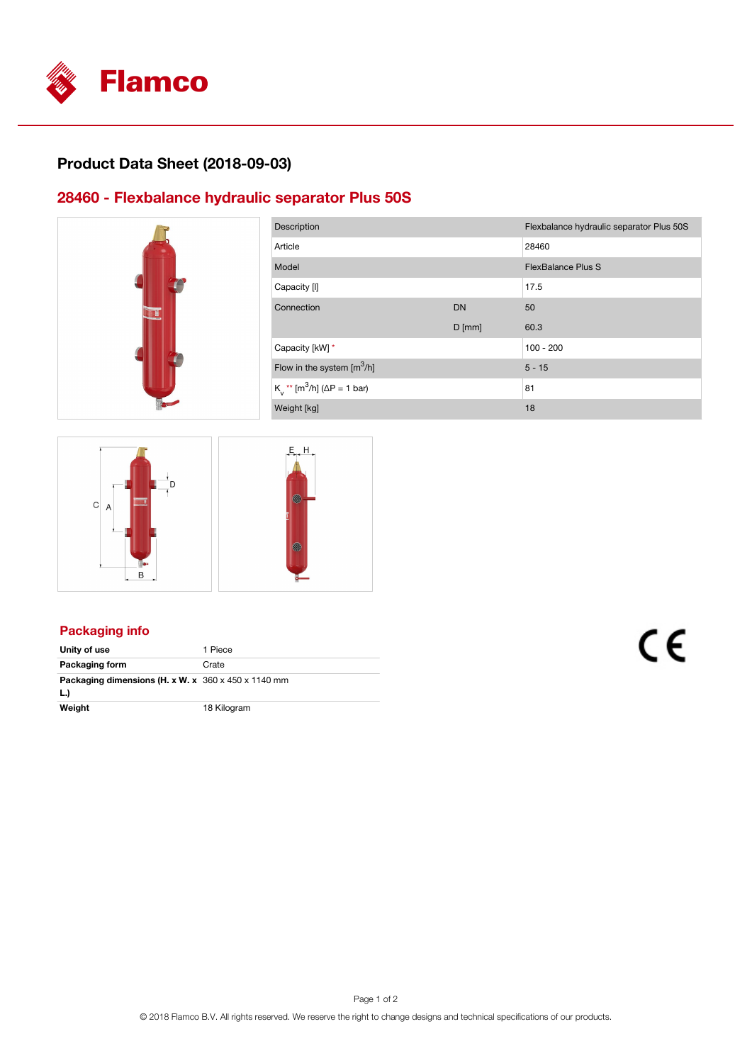Flamco

# Product Data Sheet (2018-09-03)

## 28460 - Flexbalance hydraulic separator Plus 50S

| Description | | Flexbalance hydraulic separator Plus 50S |
|---|---|---|
| Article | | 28460 |
| Model | | FlexBalance Plus S |
| Capacity [l] | | 17.5 |
| Connection | DN | 50 |
| | D [mm] | 60.3 |
| Capacity [kW] * | | 100 - 200 |
| Flow in the system [$m^3$/h] | | 5 - 15 |
| $K_v$ ** [$m^3$/h] (ΔP = 1 bar) | | 81 |
| Weight [kg] | | 18 |

## Packaging info

| | |
|---|---|
| **Unity of use** | 1 Piece |
| **Packaging form** | Crate |
| **Packaging dimensions (H. x W. x L.)** | 360 x 450 x 1140 mm |
| **Weight** | 18 Kilogram |

© 2018 Flamco B.V. All rights reserved. We reserve the right to change designs and technical specifications of our products.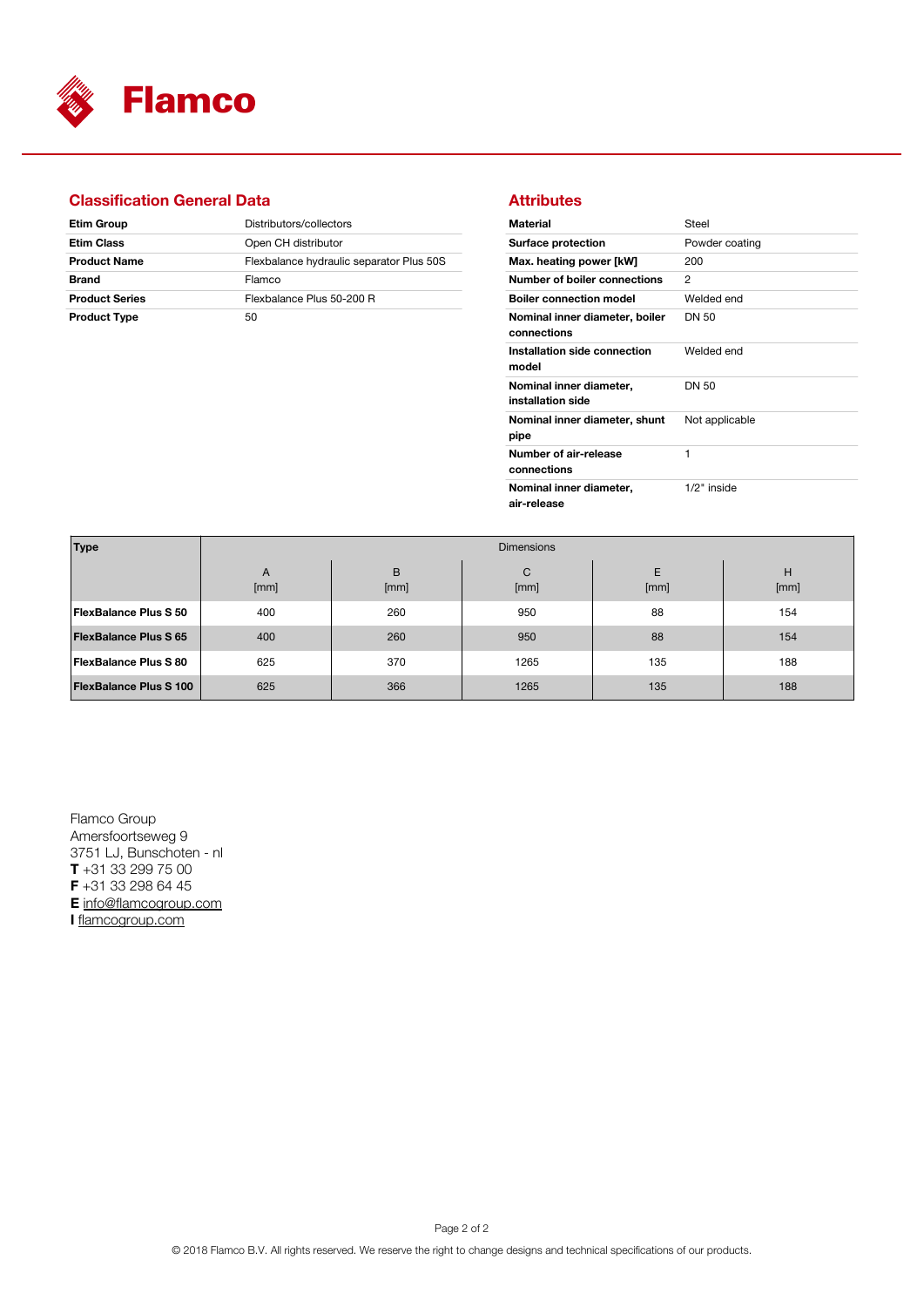## Classification General Data

| | |
|---|---|
| **Etim Group** | Distributors/collectors |
| **Etim Class** | Open CH distributor |
| **Product Name** | Flexbalance hydraulic separator Plus 50S |
| **Brand** | Flamco |
| **Product Series** | Flexbalance Plus 50-200 R |
| **Product Type** | 50 |

## Attributes

| | |
|---|---|
| **Material** | Steel |
| **Surface protection** | Powder coating |
| **Max. heating power [kW]** | 200 |
| **Number of boiler connections** | 2 |
| **Boiler connection model** | Welded end |
| **Nominal inner diameter, boiler connections** | DN 50 |
| **Installation side connection model** | Welded end |
| **Nominal inner diameter, installation side** | DN 50 |
| **Nominal inner diameter, shunt pipe** | Not applicable |
| **Number of air-release connections** | 1 |
| **Nominal inner diameter, air-release** | 1/2" inside |

| **Type** | Dimensions | | | | |
|---|---|---|---|---|---|
| | A [mm] | B [mm] | C [mm] | E [mm] | H [mm] |
| **FlexBalance Plus S 50** | 400 | 260 | 950 | 88 | 154 |
| **FlexBalance Plus S 65** | 400 | 260 | 950 | 88 | 154 |
| **FlexBalance Plus S 80** | 625 | 370 | 1265 | 135 | 188 |
| **FlexBalance Plus S 100** | 625 | 366 | 1265 | 135 | 188 |

Flamco Group
Amersfoortseweg 9
3751 LJ, Bunschoten - nl
**T** +31 33 299 75 00
**F** +31 33 298 64 45
**E** info@flamcogroup.com
**I** flamcogroup.com

© 2018 Flamco B.V. All rights reserved. We reserve the right to change designs and technical specifications of our products.